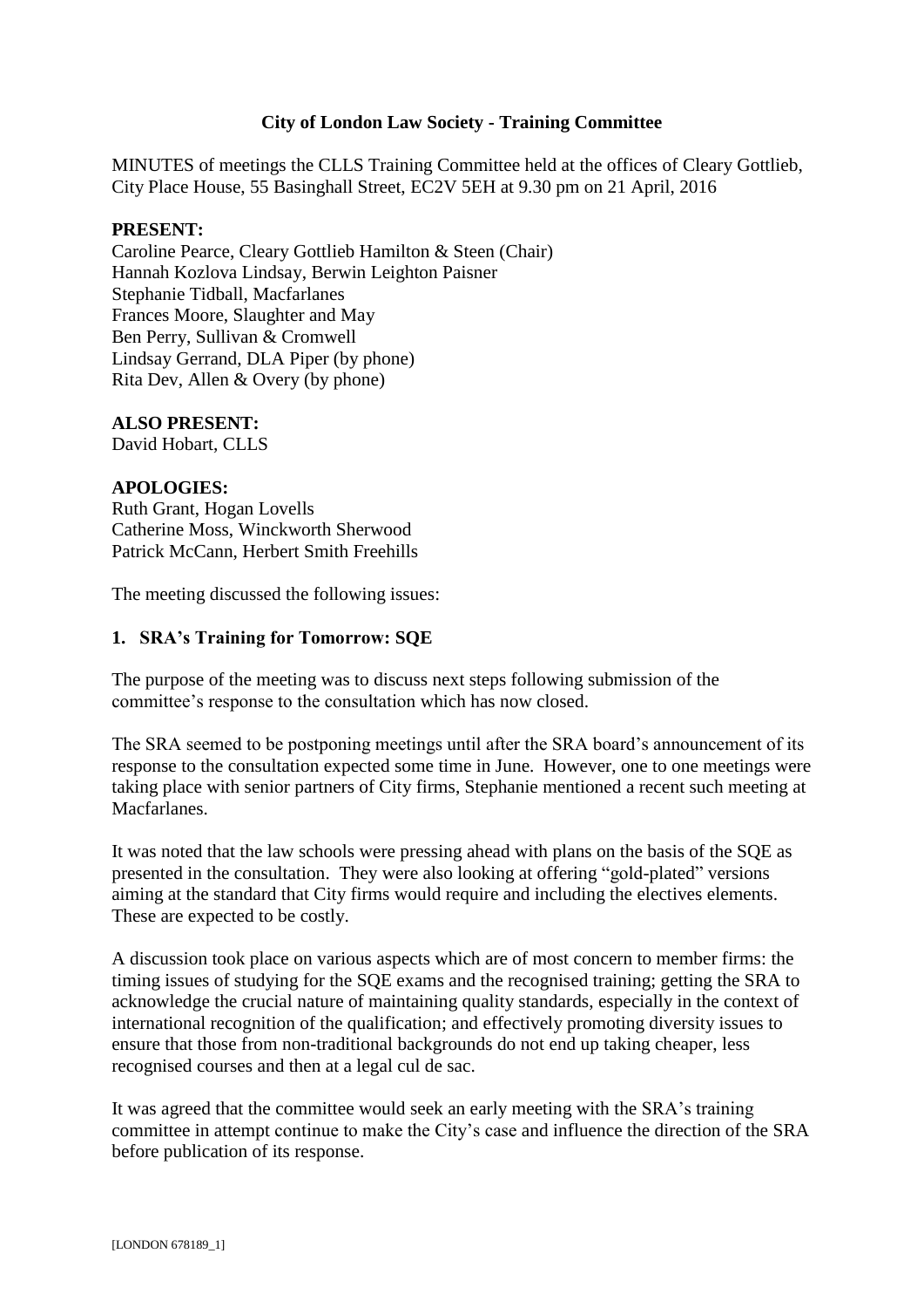**City of London Law Society - Training Committee**

MINUTES of meetings the CLLS Training Committee held at the offices of Cleary Gottlieb, City Place House, 55 Basinghall Street, EC2V 5EH at 9.30 pm on 21 April, 2016

**PRESENT:**
Caroline Pearce, Cleary Gottlieb Hamilton & Steen (Chair)
Hannah Kozlova Lindsay, Berwin Leighton Paisner
Stephanie Tidball, Macfarlanes
Frances Moore, Slaughter and May
Ben Perry, Sullivan & Cromwell
Lindsay Gerrand, DLA Piper (by phone)
Rita Dev, Allen & Overy (by phone)

**ALSO PRESENT:**
David Hobart, CLLS

**APOLOGIES:**
Ruth Grant, Hogan Lovells
Catherine Moss, Winckworth Sherwood
Patrick McCann, Herbert Smith Freehills

The meeting discussed the following issues:

**1. SRA's Training for Tomorrow: SQE**

The purpose of the meeting was to discuss next steps following submission of the committee's response to the consultation which has now closed.

The SRA seemed to be postponing meetings until after the SRA board's announcement of its response to the consultation expected some time in June. However, one to one meetings were taking place with senior partners of City firms, Stephanie mentioned a recent such meeting at Macfarlanes.

It was noted that the law schools were pressing ahead with plans on the basis of the SQE as presented in the consultation. They were also looking at offering "gold-plated" versions aiming at the standard that City firms would require and including the electives elements. These are expected to be costly.

A discussion took place on various aspects which are of most concern to member firms: the timing issues of studying for the SQE exams and the recognised training; getting the SRA to acknowledge the crucial nature of maintaining quality standards, especially in the context of international recognition of the qualification; and effectively promoting diversity issues to ensure that those from non-traditional backgrounds do not end up taking cheaper, less recognised courses and then at a legal cul de sac.

It was agreed that the committee would seek an early meeting with the SRA's training committee in attempt continue to make the City's case and influence the direction of the SRA before publication of its response.

[LONDON 678189_1]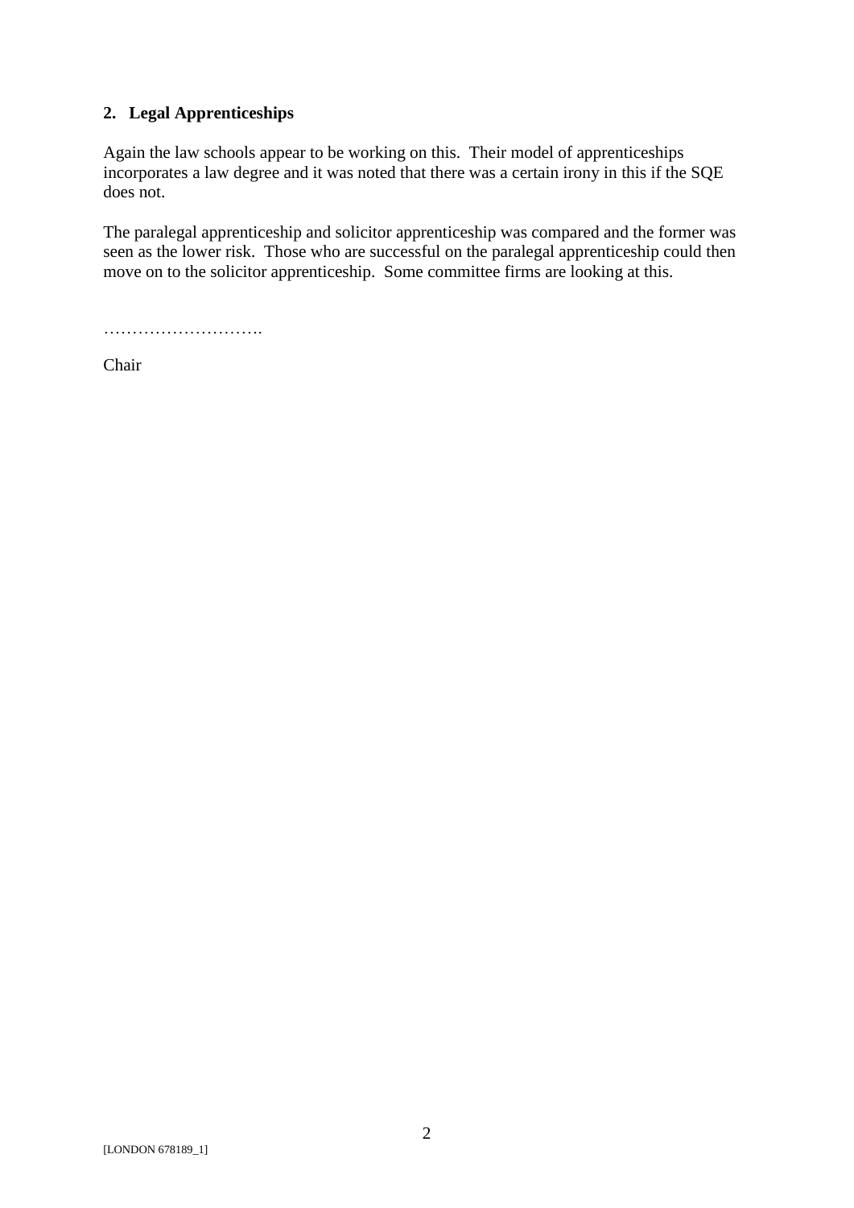## 2. Legal Apprenticeships

Again the law schools appear to be working on this. Their model of apprenticeships incorporates a law degree and it was noted that there was a certain irony in this if the SQE does not.

The paralegal apprenticeship and solicitor apprenticeship was compared and the former was seen as the lower risk. Those who are successful on the paralegal apprenticeship could then move on to the solicitor apprenticeship. Some committee firms are looking at this.

……………………….

Chair

[LONDON 678189_1]